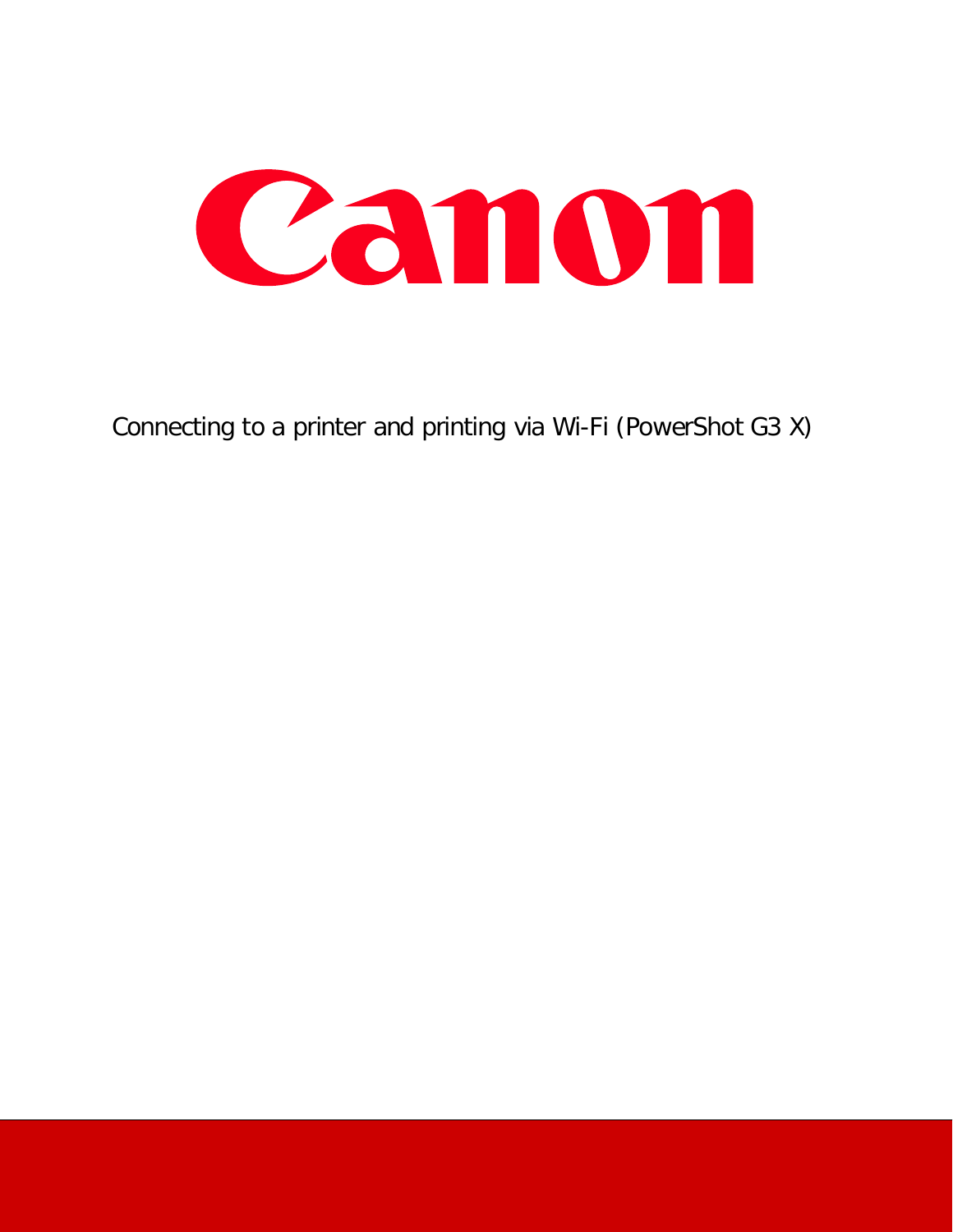# Canon

Connecting to a printer and printing via Wi-Fi (PowerShot G3 X)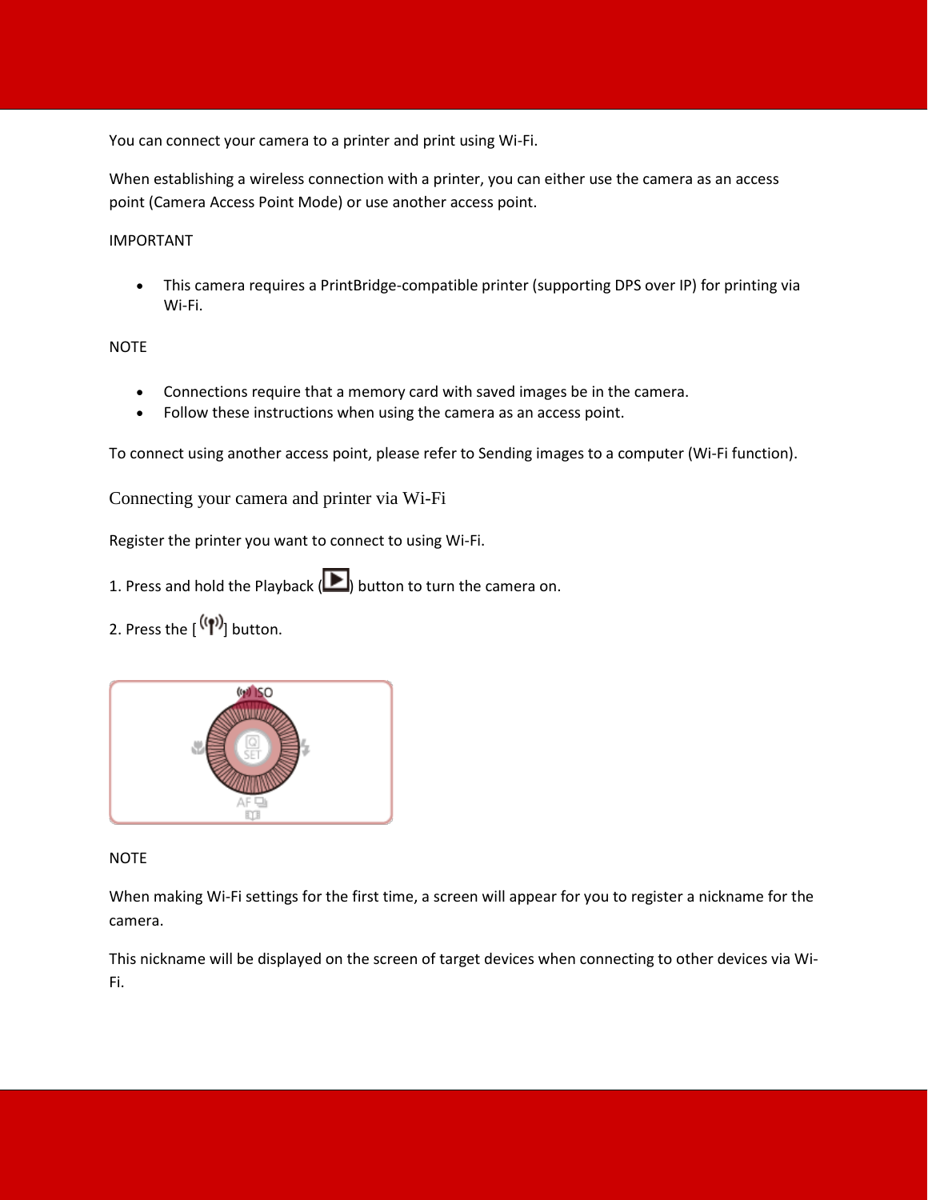You can connect your camera to a printer and print using Wi-Fi.

When establishing a wireless connection with a printer, you can either use the camera as an access point (Camera Access Point Mode) or use another access point.

IMPORTANT

- This camera requires a PrintBridge-compatible printer (supporting DPS over IP) for printing via Wi-Fi.

NOTE

- Connections require that a memory card with saved images be in the camera.
- Follow these instructions when using the camera as an access point.

To connect using another access point, please refer to Sending images to a computer (Wi-Fi function).

## Connecting your camera and printer via Wi-Fi

Register the printer you want to connect to using Wi-Fi.

1. Press and hold the Playback ( ) button to turn the camera on.

2. Press the [ ] button.

NOTE

When making Wi-Fi settings for the first time, a screen will appear for you to register a nickname for the camera.

This nickname will be displayed on the screen of target devices when connecting to other devices via Wi-Fi.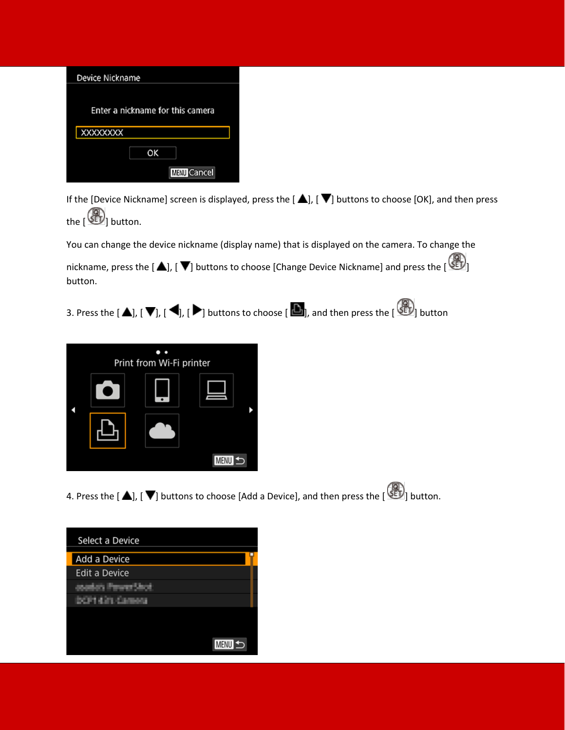If the [Device Nickname] screen is displayed, press the [ ▲], [ ▼] buttons to choose [OK], and then press the [ SET ] button.

You can change the device nickname (display name) that is displayed on the camera. To change the nickname, press the [ ▲], [ ▼] buttons to choose [Change Device Nickname] and press the [ SET ] button.

3. Press the [ ▲], [ ▼], [ ◀], [ ▶] buttons to choose [ ], and then press the [ SET ] button

4. Press the [ ▲], [ ▼] buttons to choose [Add a Device], and then press the [ SET ] button.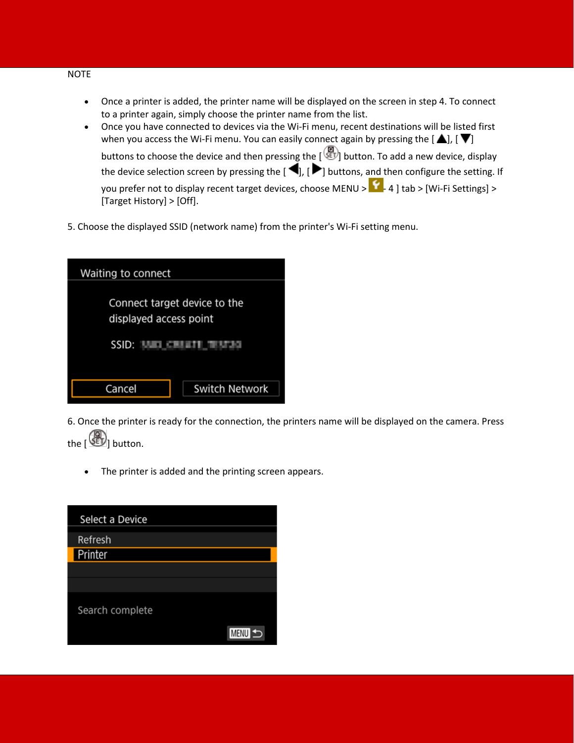NOTE

- Once a printer is added, the printer name will be displayed on the screen in step 4. To connect to a printer again, simply choose the printer name from the list.
- Once you have connected to devices via the Wi-Fi menu, recent destinations will be listed first when you access the Wi-Fi menu. You can easily connect again by pressing the [▲], [▼] buttons to choose the device and then pressing the [SET] button. To add a new device, display the device selection screen by pressing the [◀], [▶] buttons, and then configure the setting. If you prefer not to display recent target devices, choose MENU > 4 ] tab > [Wi-Fi Settings] > [Target History] > [Off].

5. Choose the displayed SSID (network name) from the printer's Wi-Fi setting menu.

Waiting to connect

Connect target device to the displayed access point

SSID:

Cancel | Switch Network

6. Once the printer is ready for the connection, the printers name will be displayed on the camera. Press the [SET] button.

- The printer is added and the printing screen appears.

Select a Device

Refresh

Printer

Search complete

MENU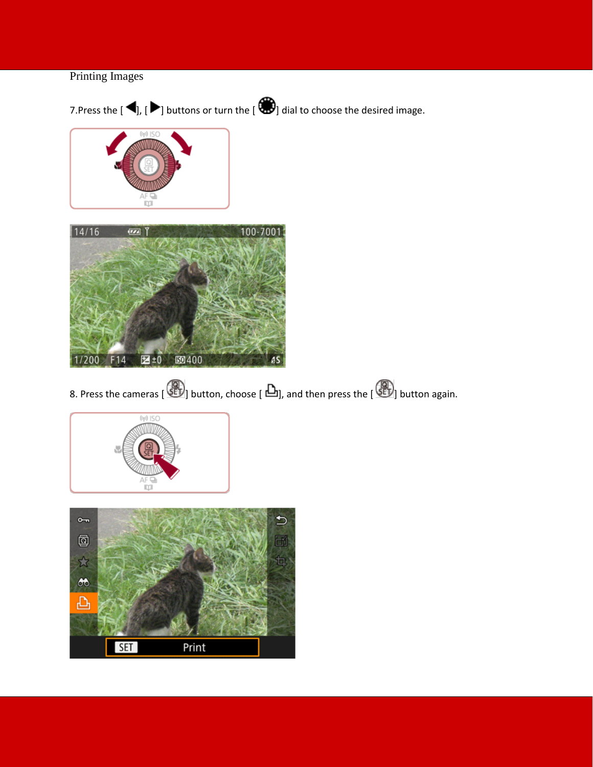Printing Images

7.Press the [ ◀], [ ▶] buttons or turn the [ ] dial to choose the desired image.

8. Press the cameras [ ] button, choose [ ], and then press the [ ] button again.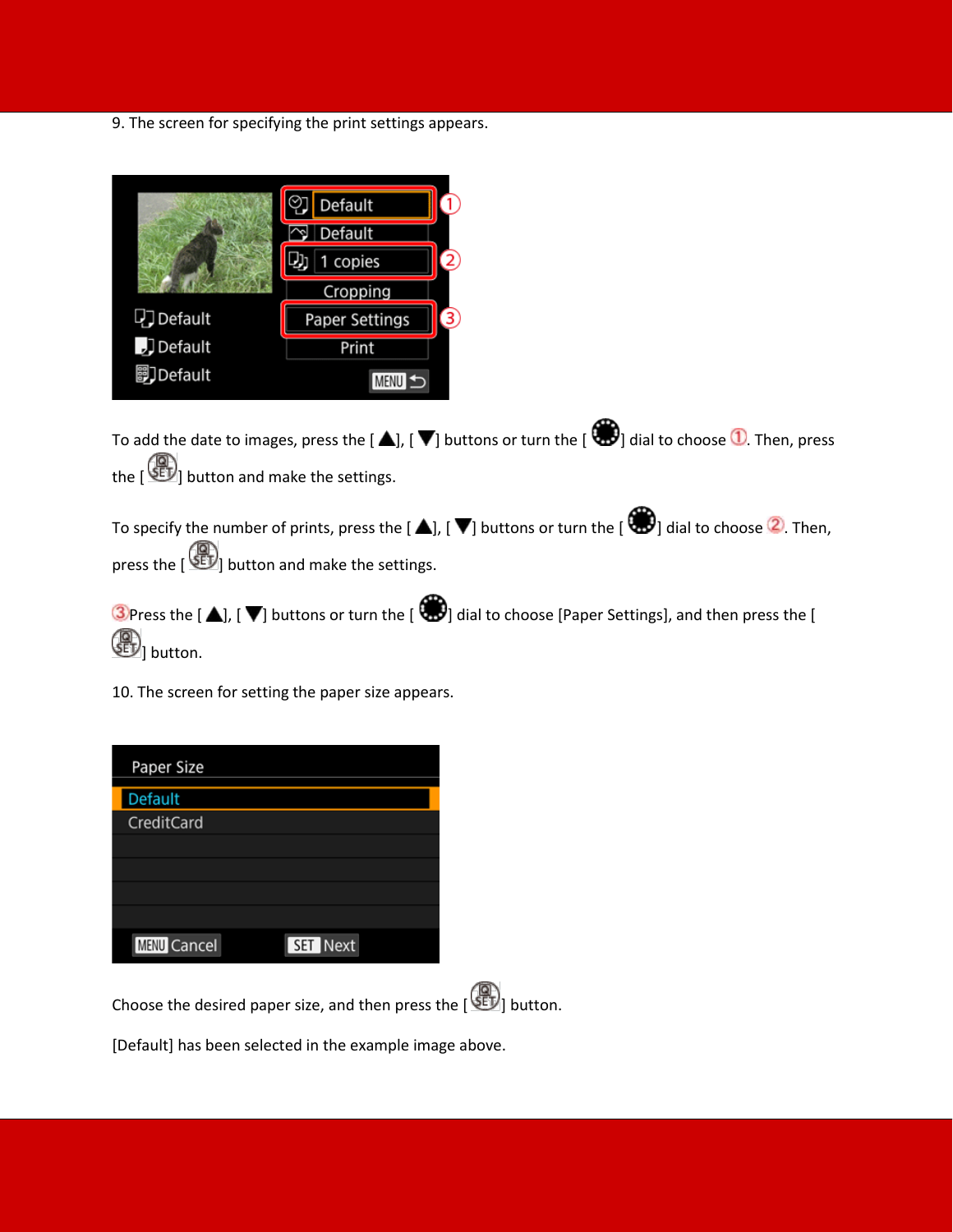9. The screen for specifying the print settings appears.

To add the date to images, press the [ ▲], [ ▼] buttons or turn the [ ] dial to choose ①. Then, press the [ ] button and make the settings.

To specify the number of prints, press the [ ▲], [ ▼] buttons or turn the [ ] dial to choose ②. Then, press the [ ] button and make the settings.

③Press the [ ▲], [ ▼] buttons or turn the [ ] dial to choose [Paper Settings], and then press the [ ] button.

10. The screen for setting the paper size appears.

Choose the desired paper size, and then press the [ ] button.

[Default] has been selected in the example image above.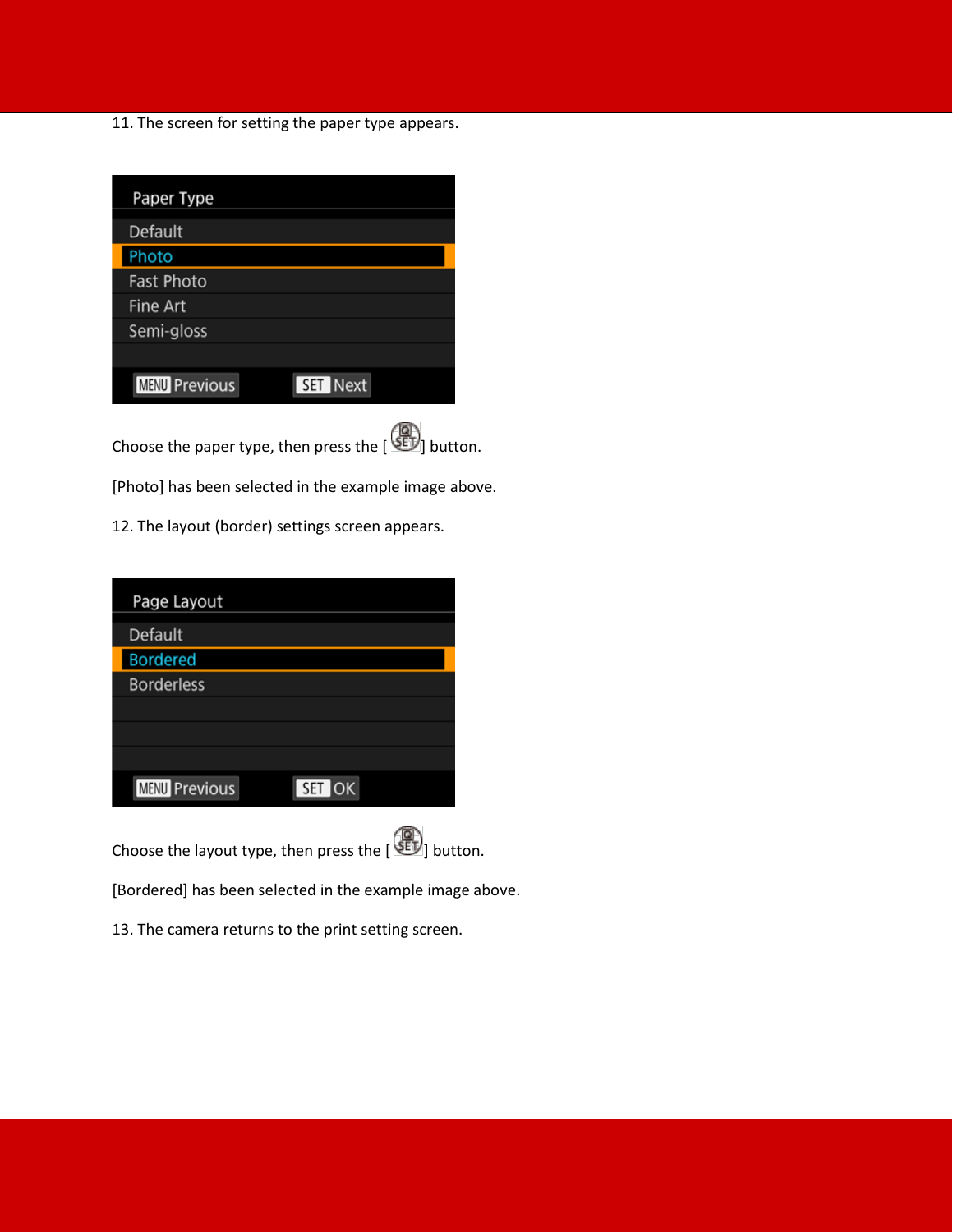11. The screen for setting the paper type appears.

Choose the paper type, then press the [ ] button.

[Photo] has been selected in the example image above.

12. The layout (border) settings screen appears.

Choose the layout type, then press the [ ] button.

[Bordered] has been selected in the example image above.

13. The camera returns to the print setting screen.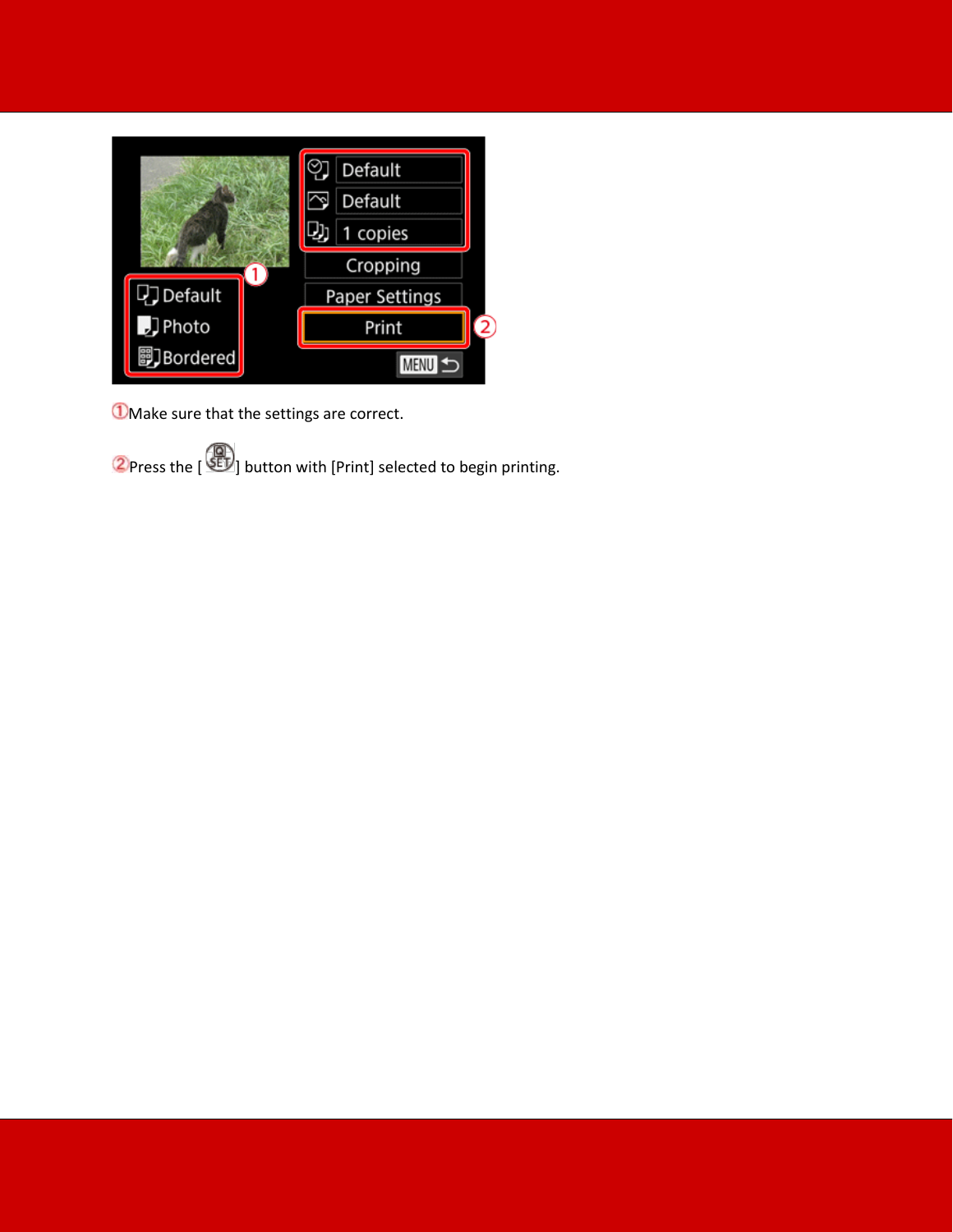①Make sure that the settings are correct.

②Press the [ SET ] button with [Print] selected to begin printing.